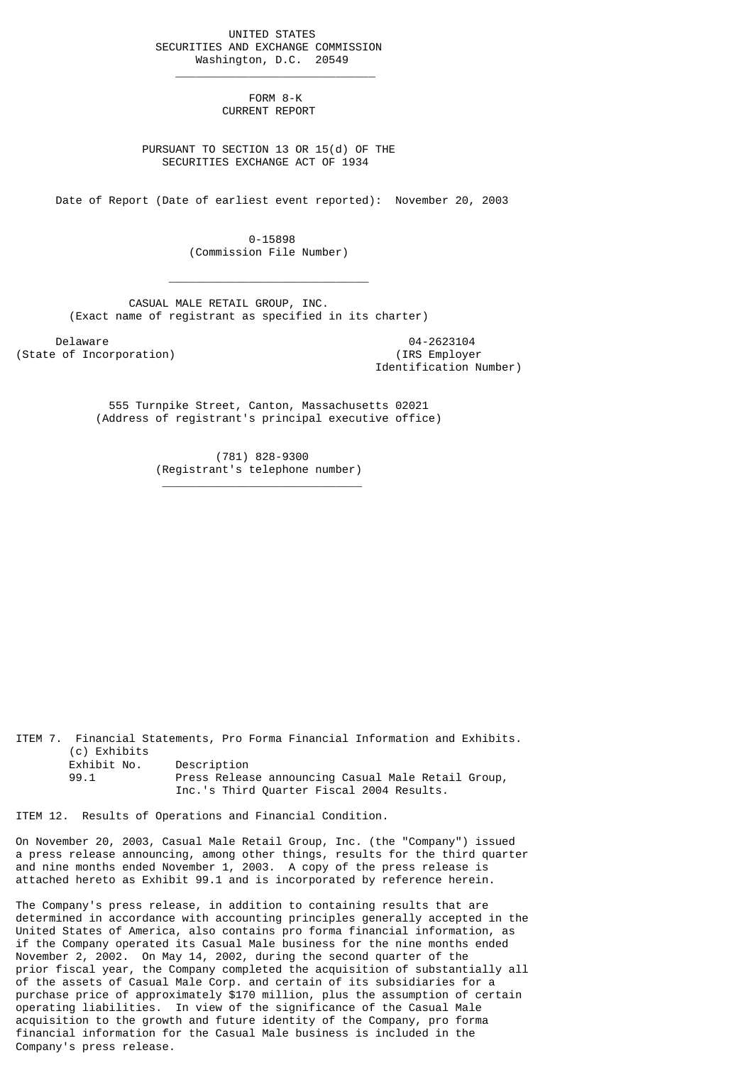UNITED STATES
SECURITIES AND EXCHANGE COMMISSION
Washington, D.C. 20549

---

# FORM 8-K
## CURRENT REPORT

PURSUANT TO SECTION 13 OR 15(d) OF THE
SECURITIES EXCHANGE ACT OF 1934

Date of Report (Date of earliest event reported): November 20, 2003

0-15898
(Commission File Number)

---

CASUAL MALE RETAIL GROUP, INC.
(Exact name of registrant as specified in its charter)

| Delaware | 04-2623104 |
|---|---|
| (State of Incorporation) | (IRS Employer Identification Number) |

555 Turnpike Street, Canton, Massachusetts 02021
(Address of registrant's principal executive office)

(781) 828-9300
(Registrant's telephone number)

---

ITEM 7. Financial Statements, Pro Forma Financial Information and Exhibits.

(c) Exhibits

| Exhibit No. | Description |
|---|---|
| 99.1 | Press Release announcing Casual Male Retail Group, Inc.'s Third Quarter Fiscal 2004 Results. |

ITEM 12. Results of Operations and Financial Condition.

On November 20, 2003, Casual Male Retail Group, Inc. (the "Company") issued a press release announcing, among other things, results for the third quarter and nine months ended November 1, 2003. A copy of the press release is attached hereto as Exhibit 99.1 and is incorporated by reference herein.

The Company's press release, in addition to containing results that are determined in accordance with accounting principles generally accepted in the United States of America, also contains pro forma financial information, as if the Company operated its Casual Male business for the nine months ended November 2, 2002. On May 14, 2002, during the second quarter of the prior fiscal year, the Company completed the acquisition of substantially all of the assets of Casual Male Corp. and certain of its subsidiaries for a purchase price of approximately $170 million, plus the assumption of certain operating liabilities. In view of the significance of the Casual Male acquisition to the growth and future identity of the Company, pro forma financial information for the Casual Male business is included in the Company's press release.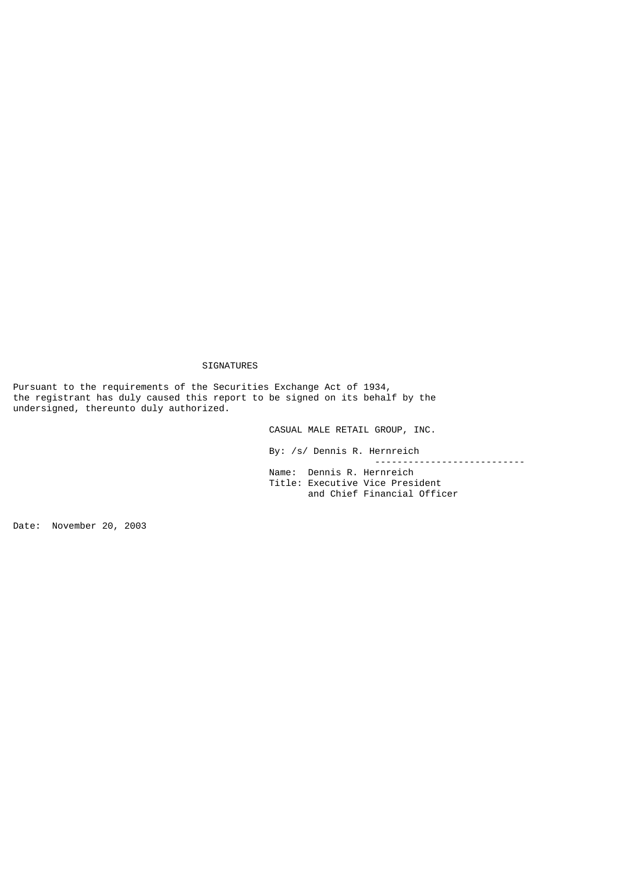## SIGNATURES

Pursuant to the requirements of the Securities Exchange Act of 1934, the registrant has duly caused this report to be signed on its behalf by the undersigned, thereunto duly authorized.

CASUAL MALE RETAIL GROUP, INC.

By: /s/ Dennis R. Hernreich

Name: Dennis R. Hernreich
Title: Executive Vice President and Chief Financial Officer

Date: November 20, 2003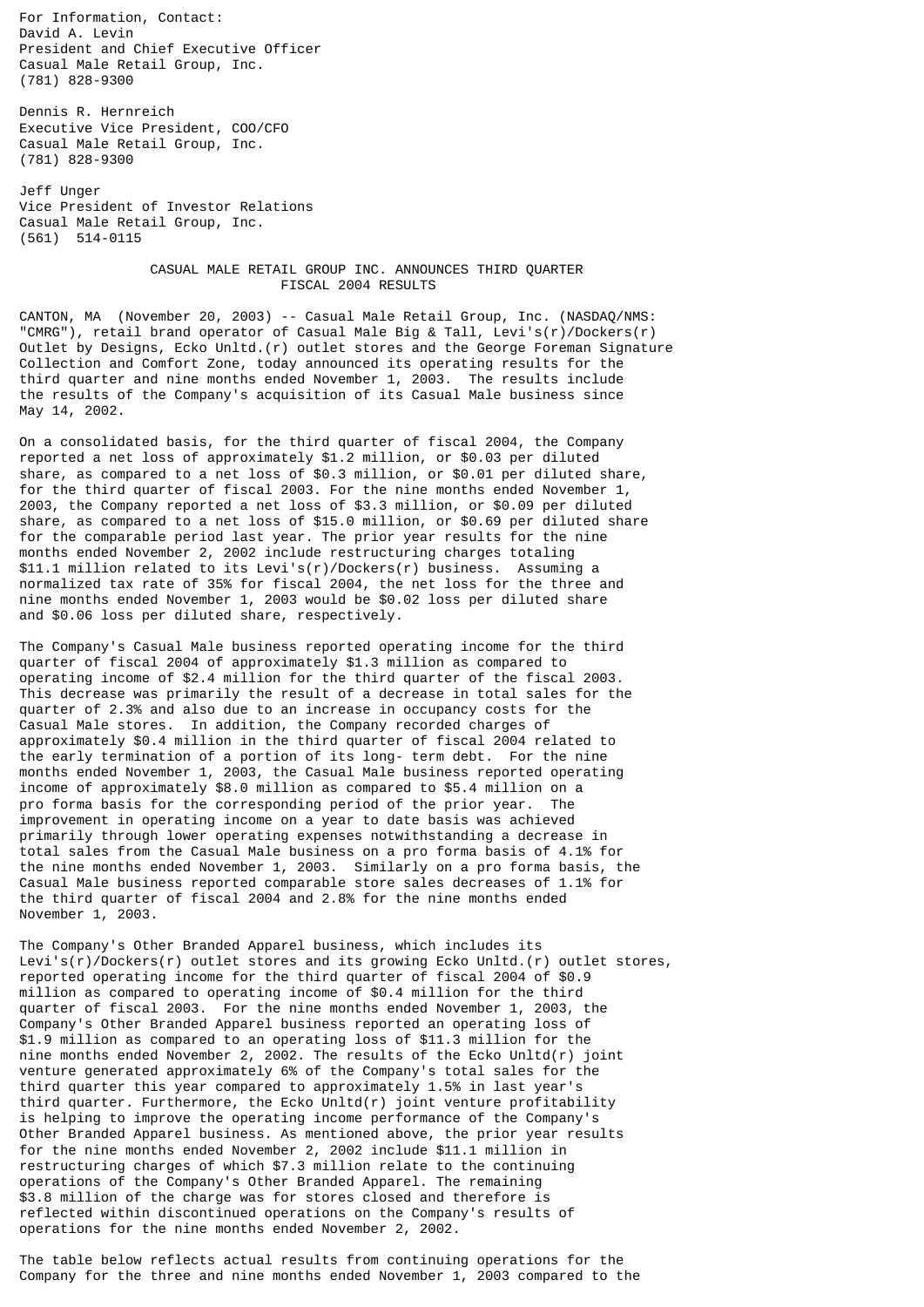For Information, Contact:
David A. Levin
President and Chief Executive Officer
Casual Male Retail Group, Inc.
(781) 828-9300

Dennis R. Hernreich
Executive Vice President, COO/CFO
Casual Male Retail Group, Inc.
(781) 828-9300

Jeff Unger
Vice President of Investor Relations
Casual Male Retail Group, Inc.
(561) 514-0115

## CASUAL MALE RETAIL GROUP INC. ANNOUNCES THIRD QUARTER FISCAL 2004 RESULTS

CANTON, MA (November 20, 2003) -- Casual Male Retail Group, Inc. (NASDAQ/NMS: "CMRG"), retail brand operator of Casual Male Big & Tall, Levi's(r)/Dockers(r) Outlet by Designs, Ecko Unltd.(r) outlet stores and the George Foreman Signature Collection and Comfort Zone, today announced its operating results for the third quarter and nine months ended November 1, 2003. The results include the results of the Company's acquisition of its Casual Male business since May 14, 2002.

On a consolidated basis, for the third quarter of fiscal 2004, the Company reported a net loss of approximately $1.2 million, or $0.03 per diluted share, as compared to a net loss of $0.3 million, or $0.01 per diluted share, for the third quarter of fiscal 2003. For the nine months ended November 1, 2003, the Company reported a net loss of $3.3 million, or $0.09 per diluted share, as compared to a net loss of $15.0 million, or $0.69 per diluted share for the comparable period last year. The prior year results for the nine months ended November 2, 2002 include restructuring charges totaling $11.1 million related to its Levi's(r)/Dockers(r) business. Assuming a normalized tax rate of 35% for fiscal 2004, the net loss for the three and nine months ended November 1, 2003 would be $0.02 loss per diluted share and $0.06 loss per diluted share, respectively.

The Company's Casual Male business reported operating income for the third quarter of fiscal 2004 of approximately $1.3 million as compared to operating income of $2.4 million for the third quarter of the fiscal 2003. This decrease was primarily the result of a decrease in total sales for the quarter of 2.3% and also due to an increase in occupancy costs for the Casual Male stores. In addition, the Company recorded charges of approximately $0.4 million in the third quarter of fiscal 2004 related to the early termination of a portion of its long- term debt. For the nine months ended November 1, 2003, the Casual Male business reported operating income of approximately $8.0 million as compared to $5.4 million on a pro forma basis for the corresponding period of the prior year. The improvement in operating income on a year to date basis was achieved primarily through lower operating expenses notwithstanding a decrease in total sales from the Casual Male business on a pro forma basis of 4.1% for the nine months ended November 1, 2003. Similarly on a pro forma basis, the Casual Male business reported comparable store sales decreases of 1.1% for the third quarter of fiscal 2004 and 2.8% for the nine months ended November 1, 2003.

The Company's Other Branded Apparel business, which includes its Levi's(r)/Dockers(r) outlet stores and its growing Ecko Unltd.(r) outlet stores, reported operating income for the third quarter of fiscal 2004 of $0.9 million as compared to operating income of $0.4 million for the third quarter of fiscal 2003. For the nine months ended November 1, 2003, the Company's Other Branded Apparel business reported an operating loss of $1.9 million as compared to an operating loss of $11.3 million for the nine months ended November 2, 2002. The results of the Ecko Unltd(r) joint venture generated approximately 6% of the Company's total sales for the third quarter this year compared to approximately 1.5% in last year's third quarter. Furthermore, the Ecko Unltd(r) joint venture profitability is helping to improve the operating income performance of the Company's Other Branded Apparel business. As mentioned above, the prior year results for the nine months ended November 2, 2002 include $11.1 million in restructuring charges of which $7.3 million relate to the continuing operations of the Company's Other Branded Apparel. The remaining $3.8 million of the charge was for stores closed and therefore is reflected within discontinued operations on the Company's results of operations for the nine months ended November 2, 2002.

The table below reflects actual results from continuing operations for the Company for the three and nine months ended November 1, 2003 compared to the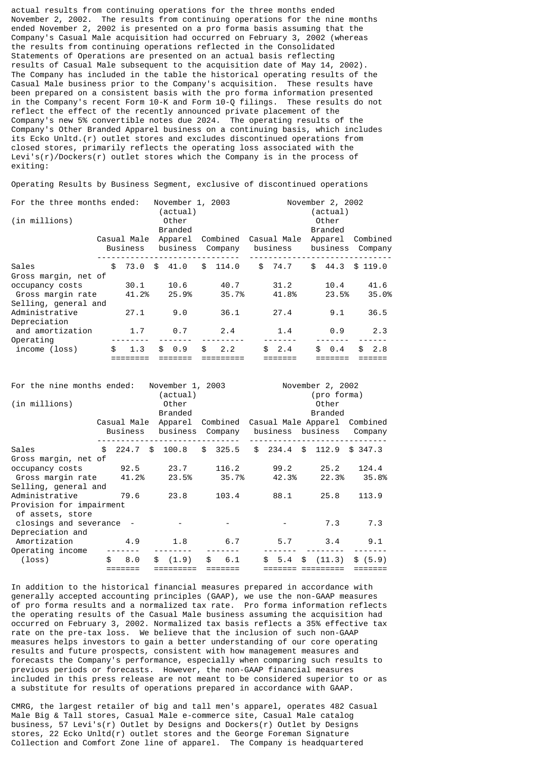actual results from continuing operations for the three months ended November 2, 2002. The results from continuing operations for the nine months ended November 2, 2002 is presented on a pro forma basis assuming that the Company's Casual Male acquisition had occurred on February 3, 2002 (whereas the results from continuing operations reflected in the Consolidated Statements of Operations are presented on an actual basis reflecting results of Casual Male subsequent to the acquisition date of May 14, 2002). The Company has included in the table the historical operating results of the Casual Male business prior to the Company's acquisition. These results have been prepared on a consistent basis with the pro forma information presented in the Company's recent Form 10-K and Form 10-Q filings. These results do not reflect the effect of the recently announced private placement of the Company's new 5% convertible notes due 2024. The operating results of the Company's Other Branded Apparel business on a continuing basis, which includes its Ecko Unltd.(r) outlet stores and excludes discontinued operations from closed stores, primarily reflects the operating loss associated with the Levi's(r)/Dockers(r) outlet stores which the Company is in the process of exiting:

Operating Results by Business Segment, exclusive of discontinued operations

| For the three months ended: (in millions) | November 1, 2003 (actual) | | | November 2, 2002 (actual) | | |
|---|---|---|---|---|---|---|
| | Casual Male Business | Other Branded Apparel business | Combined Company | Casual Male business | Other Branded Apparel business | Combined Company |
| Sales | $ 73.0 | $ 41.0 | $ 114.0 | $ 74.7 | $ 44.3 | $ 119.0 |
| Gross margin, net of occupancy costs | 30.1 | 10.6 | 40.7 | 31.2 | 10.4 | 41.6 |
| Gross margin rate | 41.2% | 25.9% | 35.7% | 41.8% | 23.5% | 35.0% |
| Selling, general and Administrative | 27.1 | 9.0 | 36.1 | 27.4 | 9.1 | 36.5 |
| Depreciation and amortization | 1.7 | 0.7 | 2.4 | 1.4 | 0.9 | 2.3 |
| Operating income (loss) | $ 1.3 | $ 0.9 | $ 2.2 | $ 2.4 | $ 0.4 | $ 2.8 |

| For the nine months ended: (in millions) | November 1, 2003 (actual) | | | November 2, 2002 (pro forma) | | |
|---|---|---|---|---|---|---|
| | Casual Male Business | Other Branded Apparel business | Combined Company | Casual Male business | Other Branded Apparel business | Combined Company |
| Sales | $ 224.7 | $ 100.8 | $ 325.5 | $ 234.4 | $ 112.9 | $ 347.3 |
| Gross margin, net of occupancy costs | 92.5 | 23.7 | 116.2 | 99.2 | 25.2 | 124.4 |
| Gross margin rate | 41.2% | 23.5% | 35.7% | 42.3% | 22.3% | 35.8% |
| Selling, general and Administrative | 79.6 | 23.8 | 103.4 | 88.1 | 25.8 | 113.9 |
| Provision for impairment of assets, store closings and severance | - | - | - | - | 7.3 | 7.3 |
| Depreciation and Amortization | 4.9 | 1.8 | 6.7 | 5.7 | 3.4 | 9.1 |
| Operating income (loss) | $ 8.0 | $ (1.9) | $ 6.1 | $ 5.4 | $ (11.3) | $ (5.9) |

In addition to the historical financial measures prepared in accordance with generally accepted accounting principles (GAAP), we use the non-GAAP measures of pro forma results and a normalized tax rate. Pro forma information reflects the operating results of the Casual Male business assuming the acquisition had occurred on February 3, 2002. Normalized tax basis reflects a 35% effective tax rate on the pre-tax loss. We believe that the inclusion of such non-GAAP measures helps investors to gain a better understanding of our core operating results and future prospects, consistent with how management measures and forecasts the Company's performance, especially when comparing such results to previous periods or forecasts. However, the non-GAAP financial measures included in this press release are not meant to be considered superior to or as a substitute for results of operations prepared in accordance with GAAP.

CMRG, the largest retailer of big and tall men's apparel, operates 482 Casual Male Big & Tall stores, Casual Male e-commerce site, Casual Male catalog business, 57 Levi's(r) Outlet by Designs and Dockers(r) Outlet by Designs stores, 22 Ecko Unltd(r) outlet stores and the George Foreman Signature Collection and Comfort Zone line of apparel. The Company is headquartered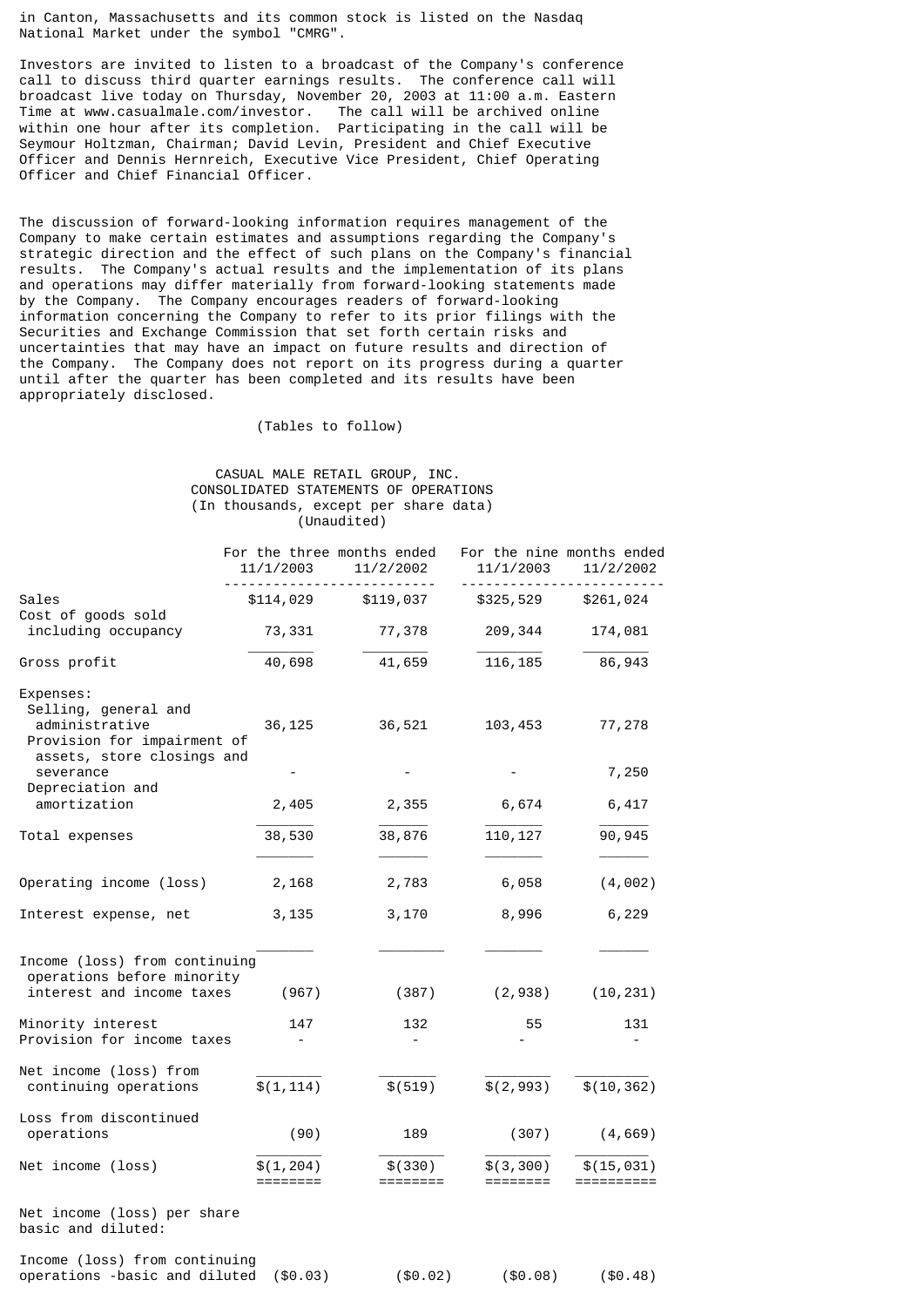in Canton, Massachusetts and its common stock is listed on the Nasdaq National Market under the symbol "CMRG".

Investors are invited to listen to a broadcast of the Company's conference call to discuss third quarter earnings results. The conference call will broadcast live today on Thursday, November 20, 2003 at 11:00 a.m. Eastern Time at www.casualmale.com/investor. The call will be archived online within one hour after its completion. Participating in the call will be Seymour Holtzman, Chairman; David Levin, President and Chief Executive Officer and Dennis Hernreich, Executive Vice President, Chief Operating Officer and Chief Financial Officer.

The discussion of forward-looking information requires management of the Company to make certain estimates and assumptions regarding the Company's strategic direction and the effect of such plans on the Company's financial results. The Company's actual results and the implementation of its plans and operations may differ materially from forward-looking statements made by the Company. The Company encourages readers of forward-looking information concerning the Company to refer to its prior filings with the Securities and Exchange Commission that set forth certain risks and uncertainties that may have an impact on future results and direction of the Company. The Company does not report on its progress during a quarter until after the quarter has been completed and its results have been appropriately disclosed.

(Tables to follow)

CASUAL MALE RETAIL GROUP, INC.
CONSOLIDATED STATEMENTS OF OPERATIONS
(In thousands, except per share data)
(Unaudited)

| | For the three months ended 11/1/2003 | 11/2/2002 | For the nine months ended 11/1/2003 | 11/2/2002 |
|---|---|---|---|---|
| Sales | $114,029 | $119,037 | $325,529 | $261,024 |
| Cost of goods sold including occupancy | 73,331 | 77,378 | 209,344 | 174,081 |
| Gross profit | 40,698 | 41,659 | 116,185 | 86,943 |
| Expenses: | | | | |
| Selling, general and administrative | 36,125 | 36,521 | 103,453 | 77,278 |
| Provision for impairment of assets, store closings and severance | - | - | - | 7,250 |
| Depreciation and amortization | 2,405 | 2,355 | 6,674 | 6,417 |
| Total expenses | 38,530 | 38,876 | 110,127 | 90,945 |
| Operating income (loss) | 2,168 | 2,783 | 6,058 | (4,002) |
| Interest expense, net | 3,135 | 3,170 | 8,996 | 6,229 |
| Income (loss) from continuing operations before minority interest and income taxes | (967) | (387) | (2,938) | (10,231) |
| Minority interest | 147 | 132 | 55 | 131 |
| Provision for income taxes | - | - | - | - |
| Net income (loss) from continuing operations | $(1,114) | $(519) | $(2,993) | $(10,362) |
| Loss from discontinued operations | (90) | 189 | (307) | (4,669) |
| Net income (loss) | $(1,204) | $(330) | $(3,300) | $(15,031) |
| Net income (loss) per share basic and diluted: | | | | |
| Income (loss) from continuing operations -basic and diluted | ($0.03) | ($0.02) | ($0.08) | ($0.48) |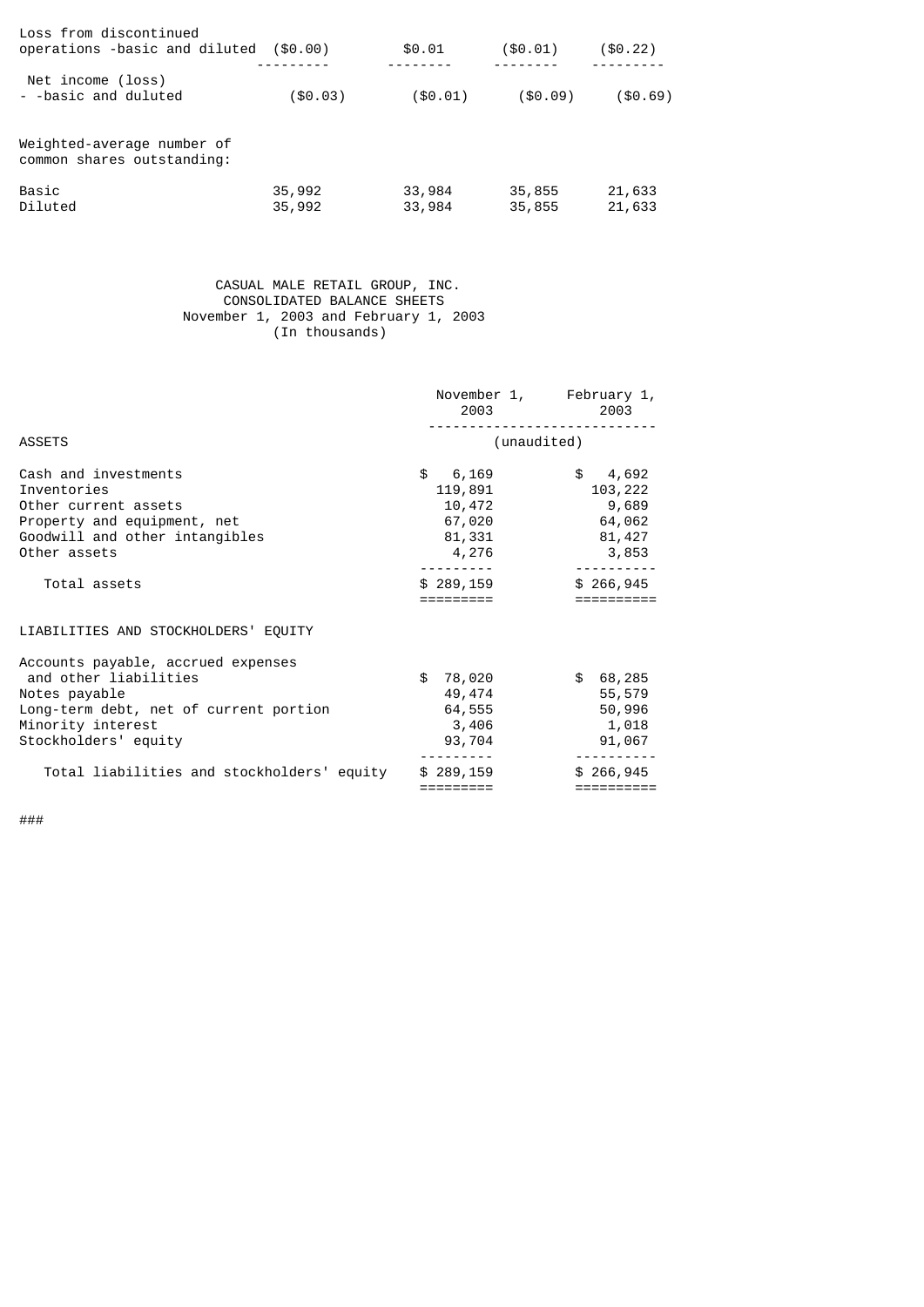| | | | | |
|---|---|---|---|---|
| Loss from discontinued operations -basic and diluted | ($0.00) | $0.01 | ($0.01) | ($0.22) |
| Net income (loss) - -basic and diluted | ($0.03) | ($0.01) | ($0.09) | ($0.69) |
| Weighted-average number of common shares outstanding: | | | | |
| Basic | 35,992 | 33,984 | 35,855 | 21,633 |
| Diluted | 35,992 | 33,984 | 35,855 | 21,633 |

CASUAL MALE RETAIL GROUP, INC.
CONSOLIDATED BALANCE SHEETS
November 1, 2003 and February 1, 2003
(In thousands)

| | November 1, 2003 | February 1, 2003 |
|---|---|---|
| ASSETS | (unaudited) | |
| Cash and investments | $ 6,169 | $ 4,692 |
| Inventories | 119,891 | 103,222 |
| Other current assets | 10,472 | 9,689 |
| Property and equipment, net | 67,020 | 64,062 |
| Goodwill and other intangibles | 81,331 | 81,427 |
| Other assets | 4,276 | 3,853 |
| Total assets | $ 289,159 | $ 266,945 |
| LIABILITIES AND STOCKHOLDERS' EQUITY | | |
| Accounts payable, accrued expenses and other liabilities | $ 78,020 | $ 68,285 |
| Notes payable | 49,474 | 55,579 |
| Long-term debt, net of current portion | 64,555 | 50,996 |
| Minority interest | 3,406 | 1,018 |
| Stockholders' equity | 93,704 | 91,067 |
| Total liabilities and stockholders' equity | $ 289,159 | $ 266,945 |

###